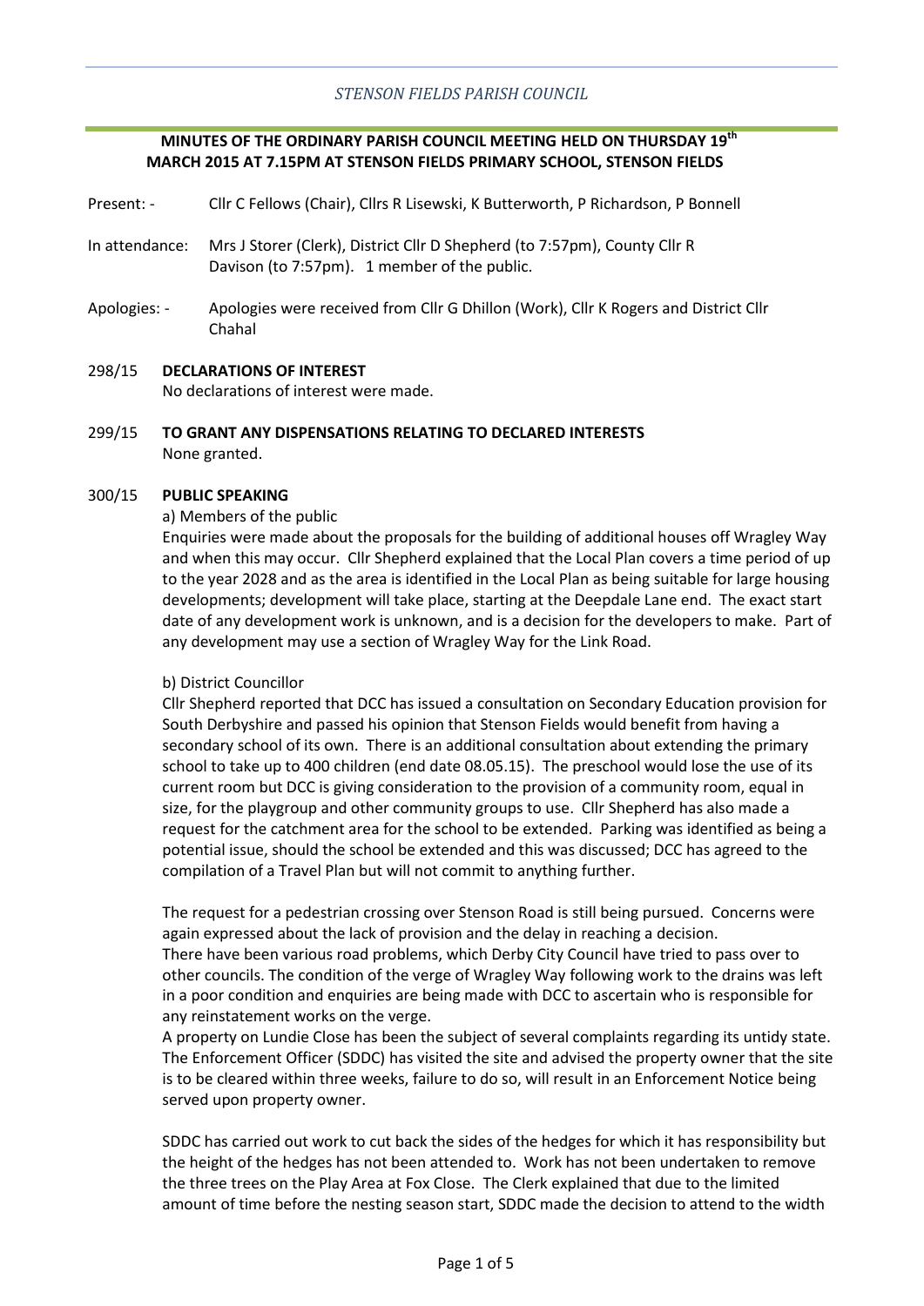*STENSON FIELDS PARISH COUNCIL*

## MINUTES OF THE ORDINARY PARISH COUNCIL MEETING HELD ON THURSDAY 19th MARCH 2015 AT 7.15PM AT STENSON FIELDS PRIMARY SCHOOL, STENSON FIELDS

Present: - Cllr C Fellows (Chair), Cllrs R Lisewski, K Butterworth, P Richardson, P Bonnell

In attendance: Mrs J Storer (Clerk), District Cllr D Shepherd (to 7:57pm), County Cllr R Davison (to 7:57pm). 1 member of the public.

Apologies: - Apologies were received from Cllr G Dhillon (Work), Cllr K Rogers and District Cllr Chahal

298/15 **DECLARATIONS OF INTEREST**

No declarations of interest were made.

299/15 **TO GRANT ANY DISPENSATIONS RELATING TO DECLARED INTERESTS**

None granted.

300/15 **PUBLIC SPEAKING**

a) Members of the public

Enquiries were made about the proposals for the building of additional houses off Wragley Way and when this may occur. Cllr Shepherd explained that the Local Plan covers a time period of up to the year 2028 and as the area is identified in the Local Plan as being suitable for large housing developments; development will take place, starting at the Deepdale Lane end. The exact start date of any development work is unknown, and is a decision for the developers to make. Part of any development may use a section of Wragley Way for the Link Road.

b) District Councillor

Cllr Shepherd reported that DCC has issued a consultation on Secondary Education provision for South Derbyshire and passed his opinion that Stenson Fields would benefit from having a secondary school of its own. There is an additional consultation about extending the primary school to take up to 400 children (end date 08.05.15). The preschool would lose the use of its current room but DCC is giving consideration to the provision of a community room, equal in size, for the playgroup and other community groups to use. Cllr Shepherd has also made a request for the catchment area for the school to be extended. Parking was identified as being a potential issue, should the school be extended and this was discussed; DCC has agreed to the compilation of a Travel Plan but will not commit to anything further.

The request for a pedestrian crossing over Stenson Road is still being pursued. Concerns were again expressed about the lack of provision and the delay in reaching a decision.
There have been various road problems, which Derby City Council have tried to pass over to other councils. The condition of the verge of Wragley Way following work to the drains was left in a poor condition and enquiries are being made with DCC to ascertain who is responsible for any reinstatement works on the verge.
A property on Lundie Close has been the subject of several complaints regarding its untidy state. The Enforcement Officer (SDDC) has visited the site and advised the property owner that the site is to be cleared within three weeks, failure to do so, will result in an Enforcement Notice being served upon property owner.

SDDC has carried out work to cut back the sides of the hedges for which it has responsibility but the height of the hedges has not been attended to. Work has not been undertaken to remove the three trees on the Play Area at Fox Close. The Clerk explained that due to the limited amount of time before the nesting season start, SDDC made the decision to attend to the width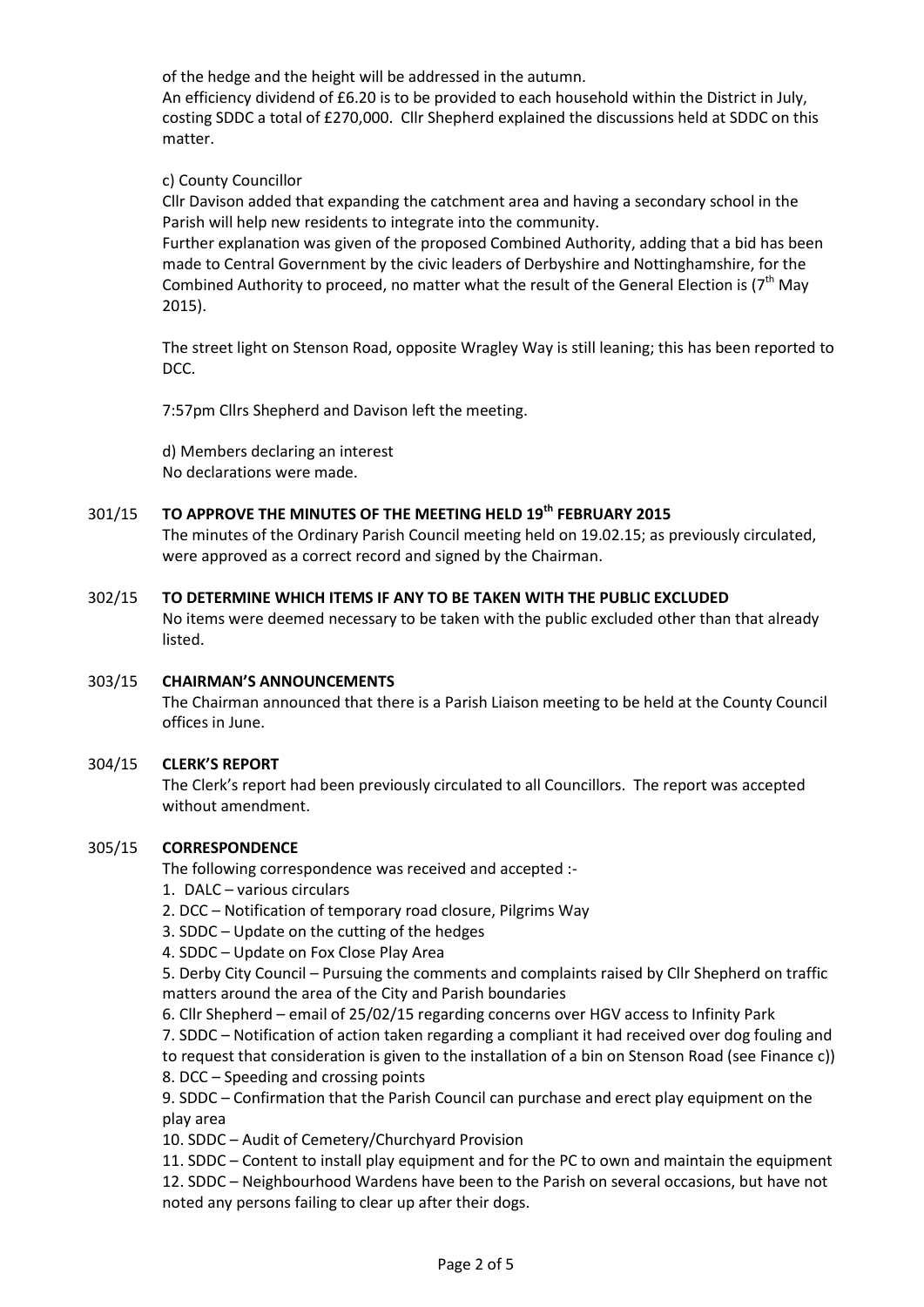of the hedge and the height will be addressed in the autumn.
An efficiency dividend of £6.20 is to be provided to each household within the District in July, costing SDDC a total of £270,000. Cllr Shepherd explained the discussions held at SDDC on this matter.

c) County Councillor
Cllr Davison added that expanding the catchment area and having a secondary school in the Parish will help new residents to integrate into the community.
Further explanation was given of the proposed Combined Authority, adding that a bid has been made to Central Government by the civic leaders of Derbyshire and Nottinghamshire, for the Combined Authority to proceed, no matter what the result of the General Election is (7th May 2015).

The street light on Stenson Road, opposite Wragley Way is still leaning; this has been reported to DCC.

7:57pm Cllrs Shepherd and Davison left the meeting.

d) Members declaring an interest
No declarations were made.

**301/15 TO APPROVE THE MINUTES OF THE MEETING HELD 19th FEBRUARY 2015**

The minutes of the Ordinary Parish Council meeting held on 19.02.15; as previously circulated, were approved as a correct record and signed by the Chairman.

**302/15 TO DETERMINE WHICH ITEMS IF ANY TO BE TAKEN WITH THE PUBLIC EXCLUDED**

No items were deemed necessary to be taken with the public excluded other than that already listed.

**303/15 CHAIRMAN'S ANNOUNCEMENTS**

The Chairman announced that there is a Parish Liaison meeting to be held at the County Council offices in June.

**304/15 CLERK'S REPORT**

The Clerk's report had been previously circulated to all Councillors. The report was accepted without amendment.

**305/15 CORRESPONDENCE**

The following correspondence was received and accepted :-

1. DALC – various circulars
2. DCC – Notification of temporary road closure, Pilgrims Way
3. SDDC – Update on the cutting of the hedges
4. SDDC – Update on Fox Close Play Area
5. Derby City Council – Pursuing the comments and complaints raised by Cllr Shepherd on traffic matters around the area of the City and Parish boundaries
6. Cllr Shepherd – email of 25/02/15 regarding concerns over HGV access to Infinity Park
7. SDDC – Notification of action taken regarding a compliant it had received over dog fouling and to request that consideration is given to the installation of a bin on Stenson Road (see Finance c))
8. DCC – Speeding and crossing points
9. SDDC – Confirmation that the Parish Council can purchase and erect play equipment on the play area
10. SDDC – Audit of Cemetery/Churchyard Provision
11. SDDC – Content to install play equipment and for the PC to own and maintain the equipment
12. SDDC – Neighbourhood Wardens have been to the Parish on several occasions, but have not noted any persons failing to clear up after their dogs.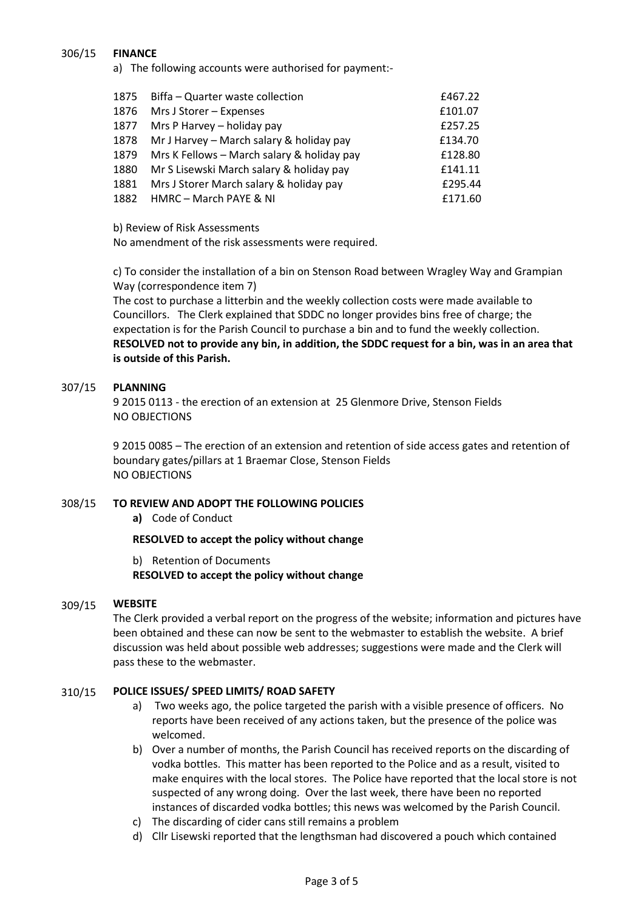## 306/15 FINANCE

a) The following accounts were authorised for payment:-

| | | |
|---|---|---|
| 1875 | Biffa – Quarter waste collection | £467.22 |
| 1876 | Mrs J Storer – Expenses | £101.07 |
| 1877 | Mrs P Harvey – holiday pay | £257.25 |
| 1878 | Mr J Harvey – March salary & holiday pay | £134.70 |
| 1879 | Mrs K Fellows – March salary & holiday pay | £128.80 |
| 1880 | Mr S Lisewski March salary & holiday pay | £141.11 |
| 1881 | Mrs J Storer March salary & holiday pay | £295.44 |
| 1882 | HMRC – March PAYE & NI | £171.60 |

b) Review of Risk Assessments

No amendment of the risk assessments were required.

c) To consider the installation of a bin on Stenson Road between Wragley Way and Grampian Way (correspondence item 7)

The cost to purchase a litterbin and the weekly collection costs were made available to Councillors. The Clerk explained that SDDC no longer provides bins free of charge; the expectation is for the Parish Council to purchase a bin and to fund the weekly collection. **RESOLVED not to provide any bin, in addition, the SDDC request for a bin, was in an area that is outside of this Parish.**

## 307/15 PLANNING

9 2015 0113 - the erection of an extension at 25 Glenmore Drive, Stenson Fields
NO OBJECTIONS

9 2015 0085 – The erection of an extension and retention of side access gates and retention of boundary gates/pillars at 1 Braemar Close, Stenson Fields
NO OBJECTIONS

## 308/15 TO REVIEW AND ADOPT THE FOLLOWING POLICIES

**a)** Code of Conduct

**RESOLVED to accept the policy without change**

b) Retention of Documents

**RESOLVED to accept the policy without change**

## 309/15 WEBSITE

The Clerk provided a verbal report on the progress of the website; information and pictures have been obtained and these can now be sent to the webmaster to establish the website. A brief discussion was held about possible web addresses; suggestions were made and the Clerk will pass these to the webmaster.

## 310/15 POLICE ISSUES/ SPEED LIMITS/ ROAD SAFETY

a) Two weeks ago, the police targeted the parish with a visible presence of officers. No reports have been received of any actions taken, but the presence of the police was welcomed.

b) Over a number of months, the Parish Council has received reports on the discarding of vodka bottles. This matter has been reported to the Police and as a result, visited to make enquires with the local stores. The Police have reported that the local store is not suspected of any wrong doing. Over the last week, there have been no reported instances of discarded vodka bottles; this news was welcomed by the Parish Council.

c) The discarding of cider cans still remains a problem

d) Cllr Lisewski reported that the lengthsman had discovered a pouch which contained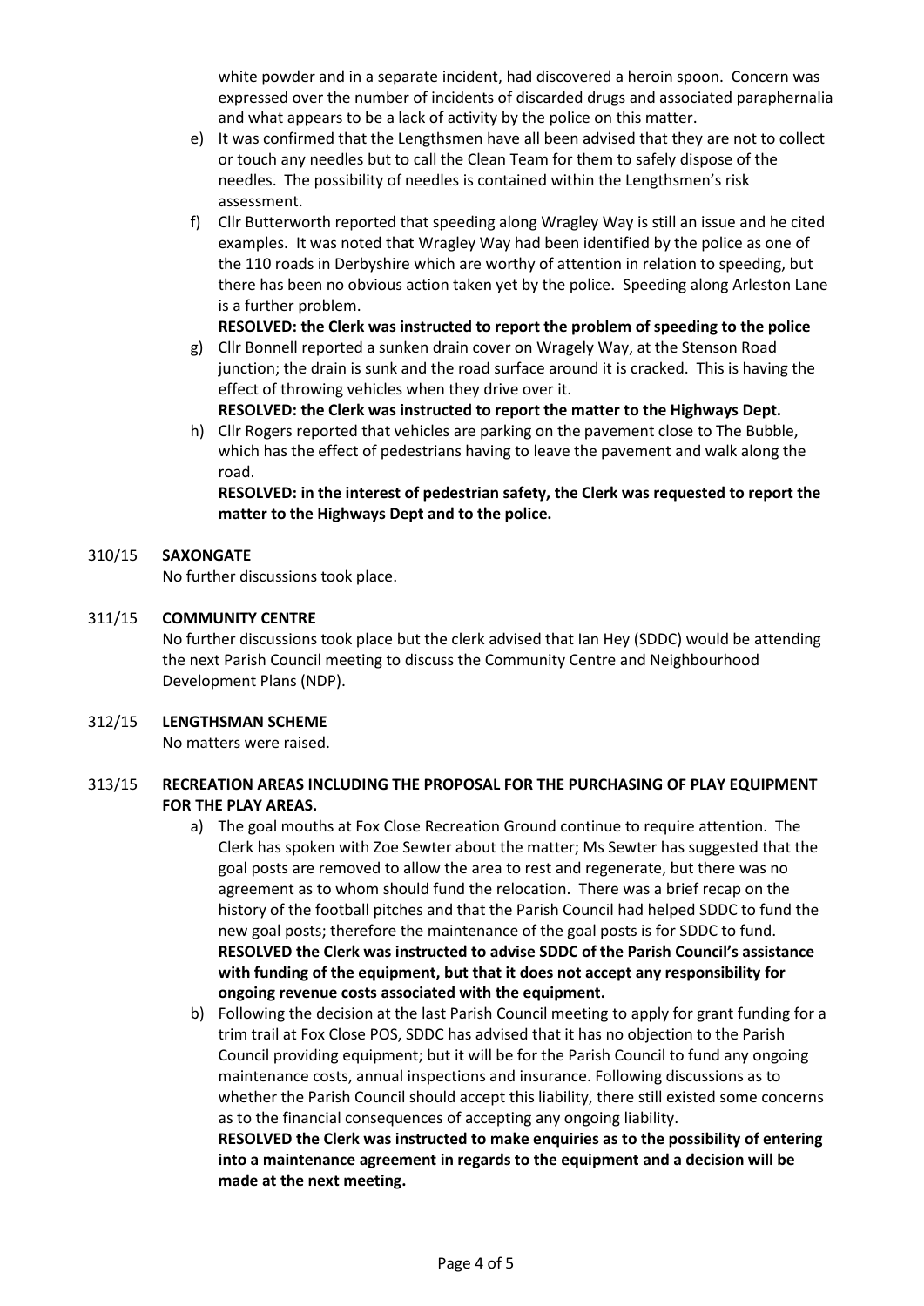white powder and in a separate incident, had discovered a heroin spoon. Concern was expressed over the number of incidents of discarded drugs and associated paraphernalia and what appears to be a lack of activity by the police on this matter.

e) It was confirmed that the Lengthsmen have all been advised that they are not to collect or touch any needles but to call the Clean Team for them to safely dispose of the needles. The possibility of needles is contained within the Lengthsmen's risk assessment.

f) Cllr Butterworth reported that speeding along Wragley Way is still an issue and he cited examples. It was noted that Wragley Way had been identified by the police as one of the 110 roads in Derbyshire which are worthy of attention in relation to speeding, but there has been no obvious action taken yet by the police. Speeding along Arleston Lane is a further problem.
**RESOLVED: the Clerk was instructed to report the problem of speeding to the police**

g) Cllr Bonnell reported a sunken drain cover on Wragely Way, at the Stenson Road junction; the drain is sunk and the road surface around it is cracked. This is having the effect of throwing vehicles when they drive over it.
**RESOLVED: the Clerk was instructed to report the matter to the Highways Dept.**

h) Cllr Rogers reported that vehicles are parking on the pavement close to The Bubble, which has the effect of pedestrians having to leave the pavement and walk along the road.
**RESOLVED: in the interest of pedestrian safety, the Clerk was requested to report the matter to the Highways Dept and to the police.**

## 310/15 SAXONGATE

No further discussions took place.

## 311/15 COMMUNITY CENTRE

No further discussions took place but the clerk advised that Ian Hey (SDDC) would be attending the next Parish Council meeting to discuss the Community Centre and Neighbourhood Development Plans (NDP).

## 312/15 LENGTHSMAN SCHEME

No matters were raised.

## 313/15 RECREATION AREAS INCLUDING THE PROPOSAL FOR THE PURCHASING OF PLAY EQUIPMENT FOR THE PLAY AREAS.

a) The goal mouths at Fox Close Recreation Ground continue to require attention. The Clerk has spoken with Zoe Sewter about the matter; Ms Sewter has suggested that the goal posts are removed to allow the area to rest and regenerate, but there was no agreement as to whom should fund the relocation. There was a brief recap on the history of the football pitches and that the Parish Council had helped SDDC to fund the new goal posts; therefore the maintenance of the goal posts is for SDDC to fund.
**RESOLVED the Clerk was instructed to advise SDDC of the Parish Council's assistance with funding of the equipment, but that it does not accept any responsibility for ongoing revenue costs associated with the equipment.**

b) Following the decision at the last Parish Council meeting to apply for grant funding for a trim trail at Fox Close POS, SDDC has advised that it has no objection to the Parish Council providing equipment; but it will be for the Parish Council to fund any ongoing maintenance costs, annual inspections and insurance. Following discussions as to whether the Parish Council should accept this liability, there still existed some concerns as to the financial consequences of accepting any ongoing liability.
**RESOLVED the Clerk was instructed to make enquiries as to the possibility of entering into a maintenance agreement in regards to the equipment and a decision will be made at the next meeting.**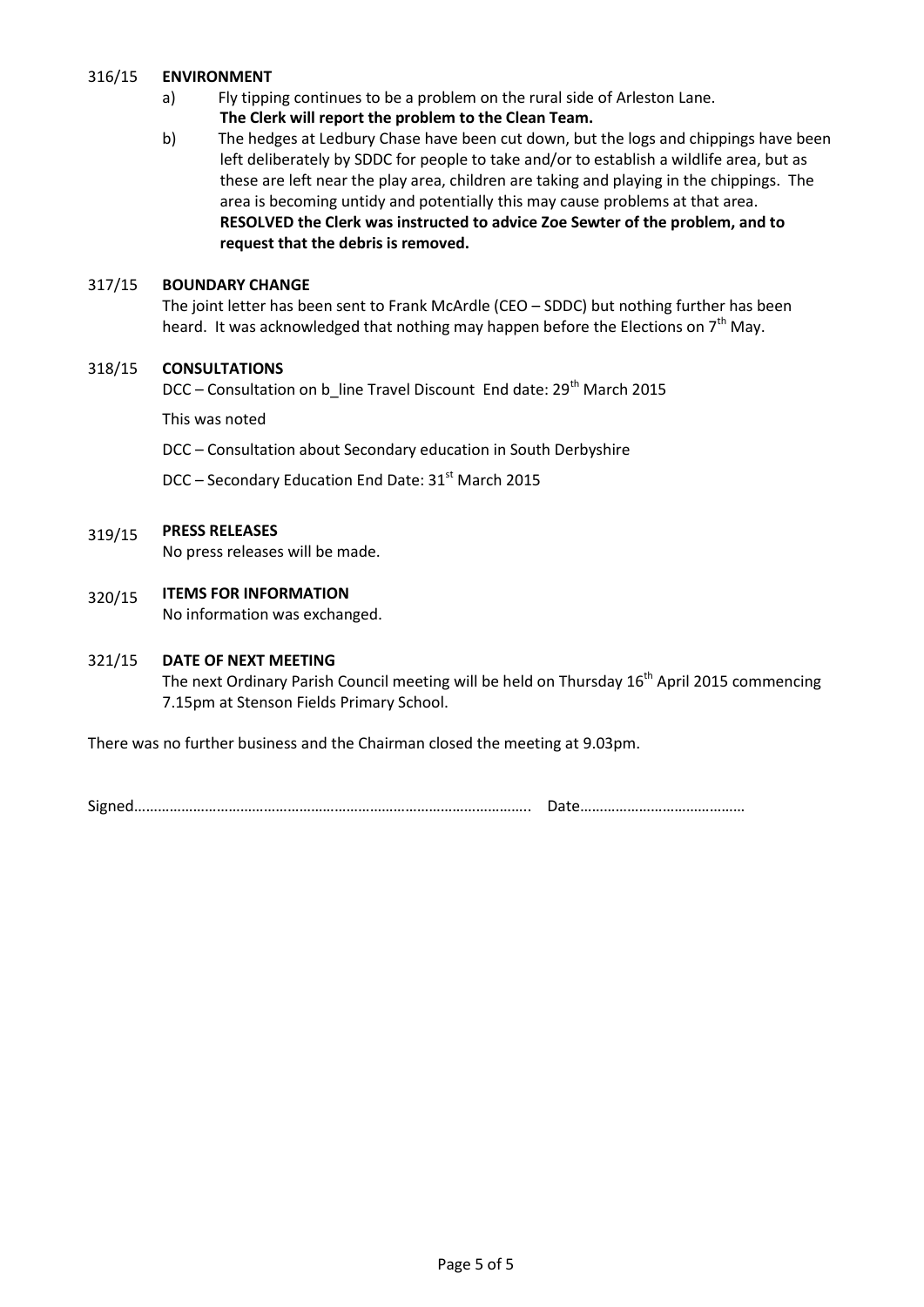316/15 **ENVIRONMENT**

a) Fly tipping continues to be a problem on the rural side of Arleston Lane.
**The Clerk will report the problem to the Clean Team.**

b) The hedges at Ledbury Chase have been cut down, but the logs and chippings have been left deliberately by SDDC for people to take and/or to establish a wildlife area, but as these are left near the play area, children are taking and playing in the chippings. The area is becoming untidy and potentially this may cause problems at that area.
**RESOLVED the Clerk was instructed to advice Zoe Sewter of the problem, and to request that the debris is removed.**

317/15 **BOUNDARY CHANGE**

The joint letter has been sent to Frank McArdle (CEO – SDDC) but nothing further has been heard. It was acknowledged that nothing may happen before the Elections on 7th May.

318/15 **CONSULTATIONS**

DCC – Consultation on b_line Travel Discount End date: 29th March 2015

This was noted

DCC – Consultation about Secondary education in South Derbyshire

DCC – Secondary Education End Date: 31st March 2015

319/15 **PRESS RELEASES**

No press releases will be made.

320/15 **ITEMS FOR INFORMATION**

No information was exchanged.

321/15 **DATE OF NEXT MEETING**

The next Ordinary Parish Council meeting will be held on Thursday 16th April 2015 commencing 7.15pm at Stenson Fields Primary School.

There was no further business and the Chairman closed the meeting at 9.03pm.

Signed……………………………………………………………………………………….. Date……………………………………